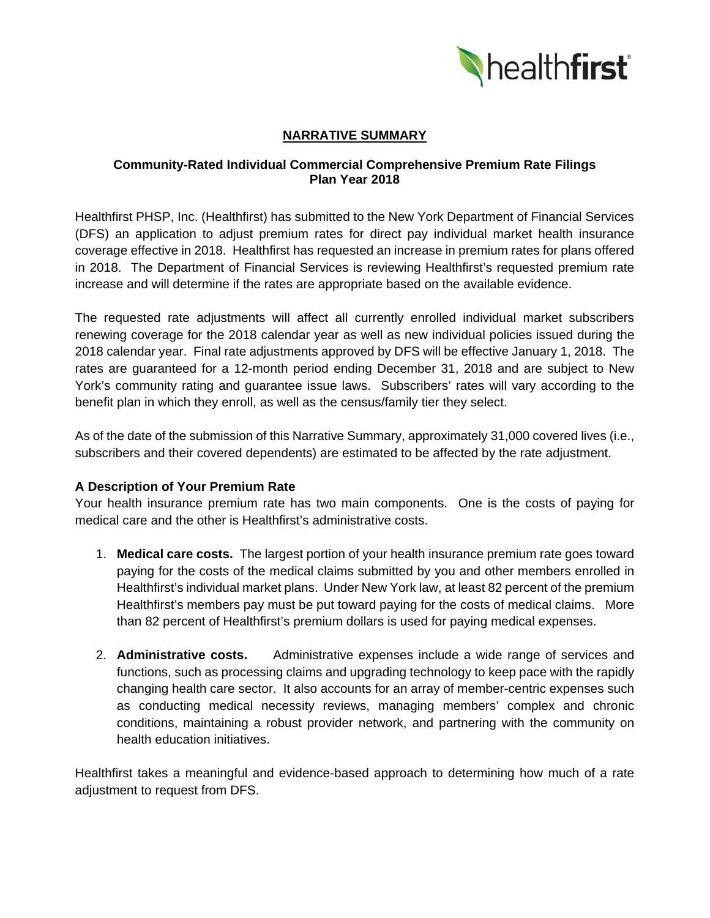# NARRATIVE SUMMARY

## Community-Rated Individual Commercial Comprehensive Premium Rate Filings Plan Year 2018

Healthfirst PHSP, Inc. (Healthfirst) has submitted to the New York Department of Financial Services (DFS) an application to adjust premium rates for direct pay individual market health insurance coverage effective in 2018. Healthfirst has requested an increase in premium rates for plans offered in 2018. The Department of Financial Services is reviewing Healthfirst's requested premium rate increase and will determine if the rates are appropriate based on the available evidence.

The requested rate adjustments will affect all currently enrolled individual market subscribers renewing coverage for the 2018 calendar year as well as new individual policies issued during the 2018 calendar year. Final rate adjustments approved by DFS will be effective January 1, 2018. The rates are guaranteed for a 12-month period ending December 31, 2018 and are subject to New York's community rating and guarantee issue laws. Subscribers' rates will vary according to the benefit plan in which they enroll, as well as the census/family tier they select.

As of the date of the submission of this Narrative Summary, approximately 31,000 covered lives (i.e., subscribers and their covered dependents) are estimated to be affected by the rate adjustment.

### A Description of Your Premium Rate

Your health insurance premium rate has two main components. One is the costs of paying for medical care and the other is Healthfirst's administrative costs.

1. **Medical care costs.** The largest portion of your health insurance premium rate goes toward paying for the costs of the medical claims submitted by you and other members enrolled in Healthfirst's individual market plans. Under New York law, at least 82 percent of the premium Healthfirst's members pay must be put toward paying for the costs of medical claims. More than 82 percent of Healthfirst's premium dollars is used for paying medical expenses.

2. **Administrative costs.** Administrative expenses include a wide range of services and functions, such as processing claims and upgrading technology to keep pace with the rapidly changing health care sector. It also accounts for an array of member-centric expenses such as conducting medical necessity reviews, managing members' complex and chronic conditions, maintaining a robust provider network, and partnering with the community on health education initiatives.

Healthfirst takes a meaningful and evidence-based approach to determining how much of a rate adjustment to request from DFS.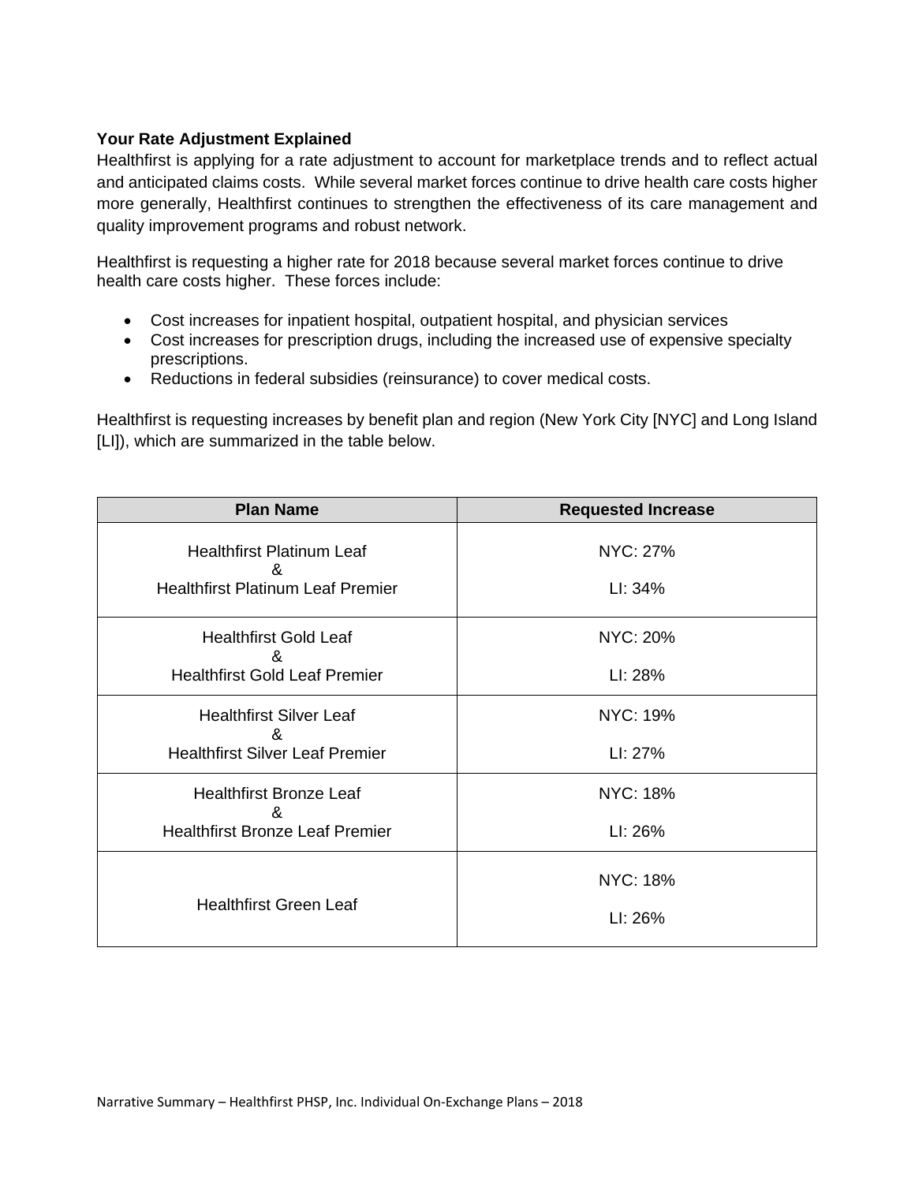**Your Rate Adjustment Explained**

Healthfirst is applying for a rate adjustment to account for marketplace trends and to reflect actual and anticipated claims costs. While several market forces continue to drive health care costs higher more generally, Healthfirst continues to strengthen the effectiveness of its care management and quality improvement programs and robust network.

Healthfirst is requesting a higher rate for 2018 because several market forces continue to drive health care costs higher. These forces include:

- Cost increases for inpatient hospital, outpatient hospital, and physician services
- Cost increases for prescription drugs, including the increased use of expensive specialty prescriptions.
- Reductions in federal subsidies (reinsurance) to cover medical costs.

Healthfirst is requesting increases by benefit plan and region (New York City [NYC] and Long Island [LI]), which are summarized in the table below.

| Plan Name | Requested Increase |
|---|---|
| Healthfirst Platinum Leaf & Healthfirst Platinum Leaf Premier | NYC: 27% LI: 34% |
| Healthfirst Gold Leaf & Healthfirst Gold Leaf Premier | NYC: 20% LI: 28% |
| Healthfirst Silver Leaf & Healthfirst Silver Leaf Premier | NYC: 19% LI: 27% |
| Healthfirst Bronze Leaf & Healthfirst Bronze Leaf Premier | NYC: 18% LI: 26% |
| Healthfirst Green Leaf | NYC: 18% LI: 26% |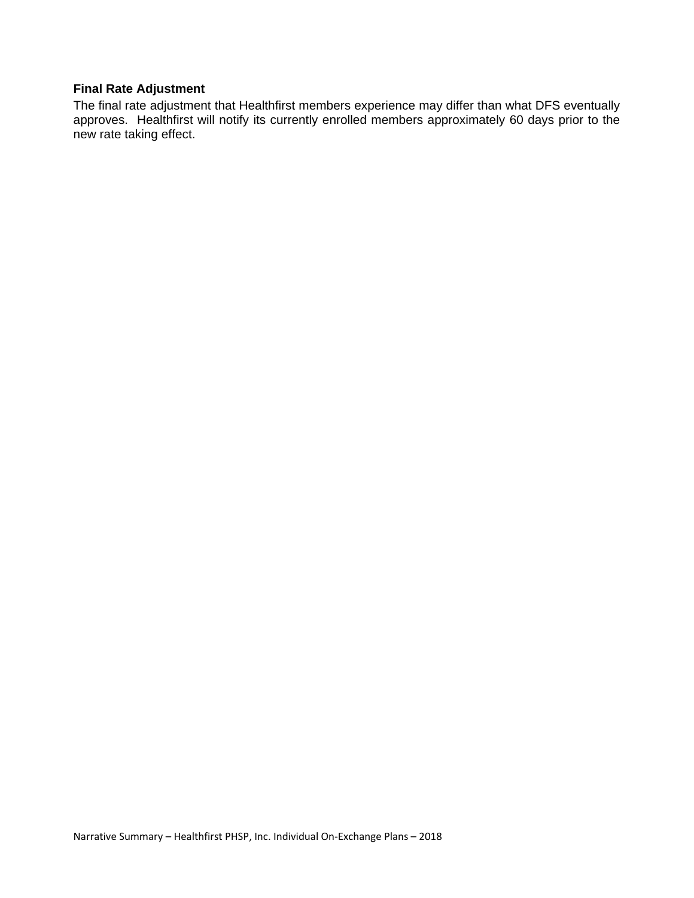**Final Rate Adjustment**

The final rate adjustment that Healthfirst members experience may differ than what DFS eventually approves. Healthfirst will notify its currently enrolled members approximately 60 days prior to the new rate taking effect.